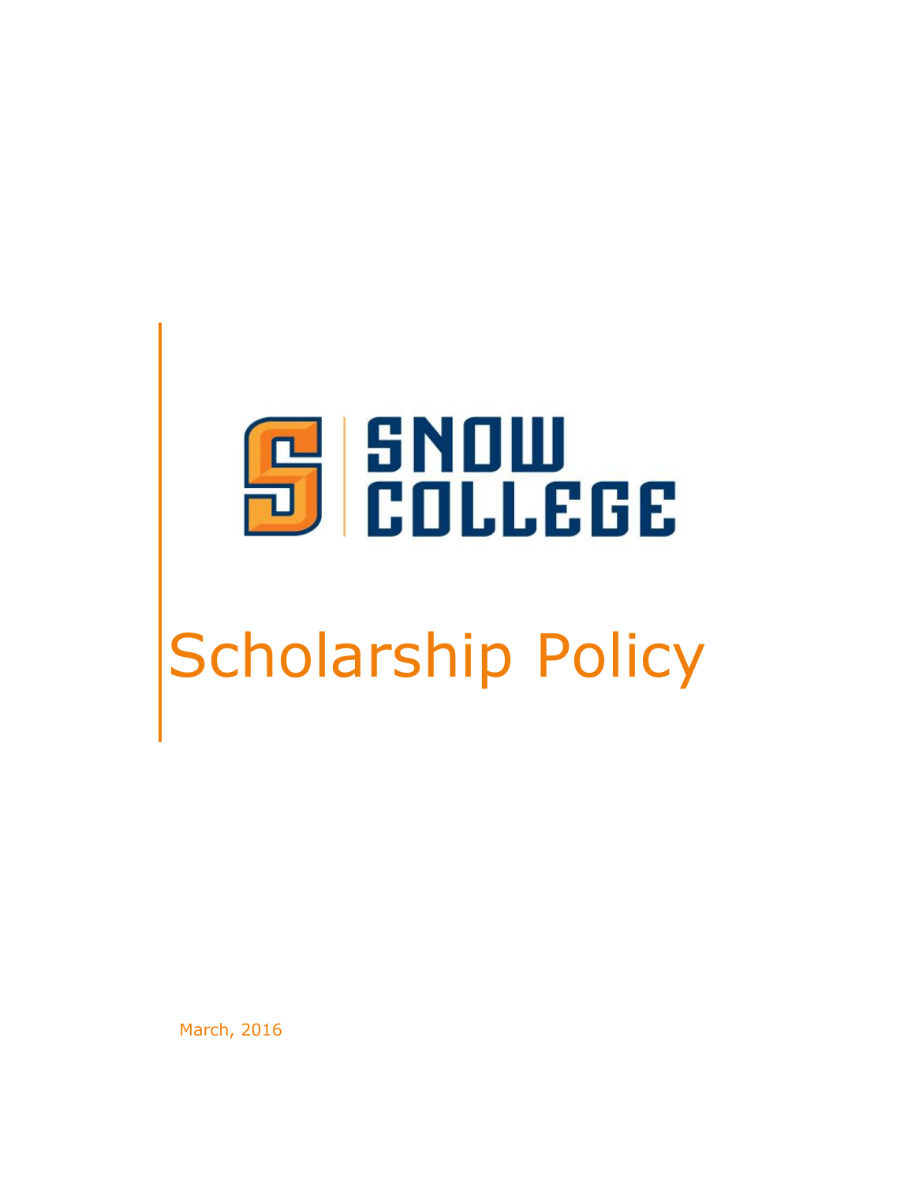SNOW COLLEGE

# Scholarship Policy

March, 2016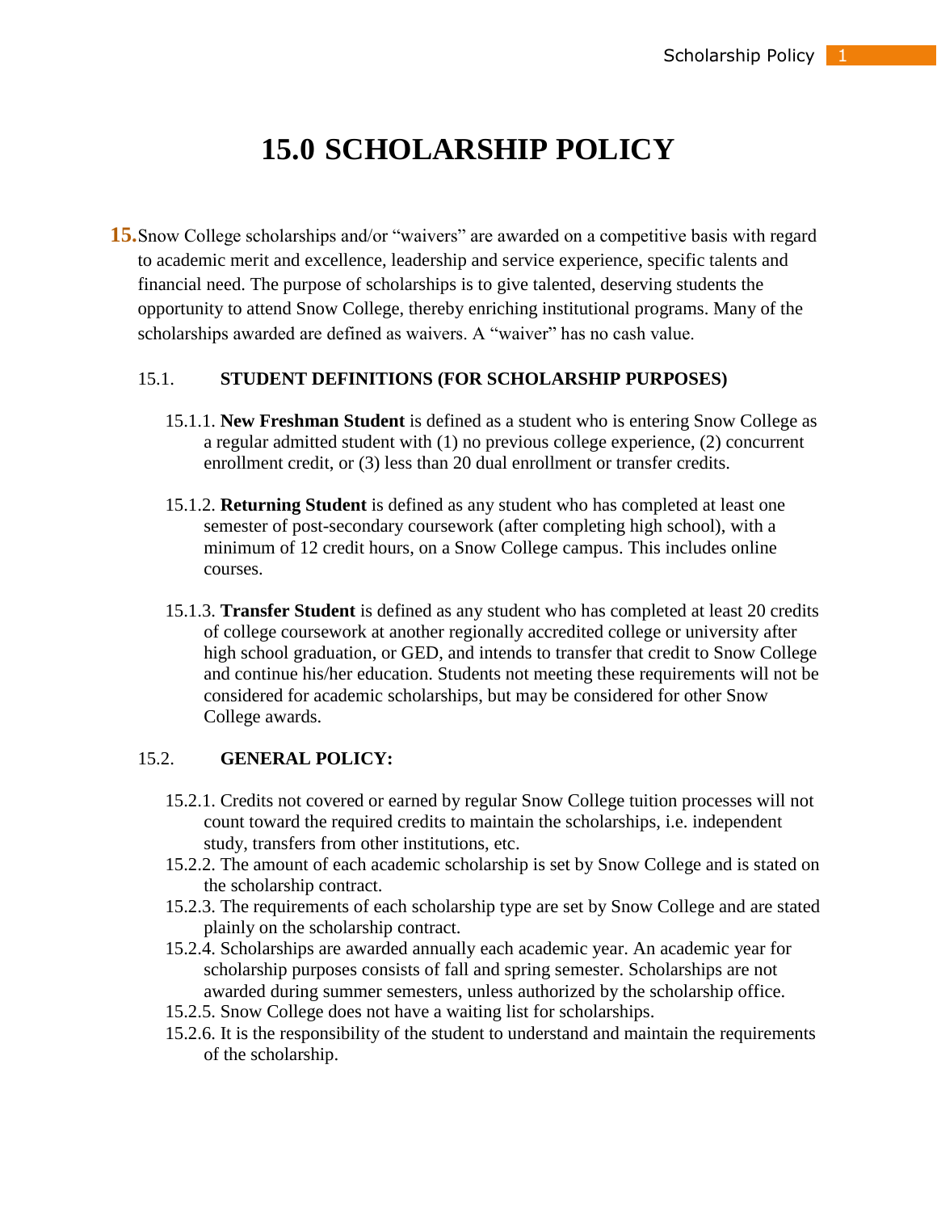# 15.0 SCHOLARSHIP POLICY

**15.** Snow College scholarships and/or "waivers" are awarded on a competitive basis with regard to academic merit and excellence, leadership and service experience, specific talents and financial need. The purpose of scholarships is to give talented, deserving students the opportunity to attend Snow College, thereby enriching institutional programs. Many of the scholarships awarded are defined as waivers. A "waiver" has no cash value.

## 15.1. STUDENT DEFINITIONS (FOR SCHOLARSHIP PURPOSES)

15.1.1. **New Freshman Student** is defined as a student who is entering Snow College as a regular admitted student with (1) no previous college experience, (2) concurrent enrollment credit, or (3) less than 20 dual enrollment or transfer credits.

15.1.2. **Returning Student** is defined as any student who has completed at least one semester of post-secondary coursework (after completing high school), with a minimum of 12 credit hours, on a Snow College campus. This includes online courses.

15.1.3. **Transfer Student** is defined as any student who has completed at least 20 credits of college coursework at another regionally accredited college or university after high school graduation, or GED, and intends to transfer that credit to Snow College and continue his/her education. Students not meeting these requirements will not be considered for academic scholarships, but may be considered for other Snow College awards.

## 15.2. GENERAL POLICY:

15.2.1. Credits not covered or earned by regular Snow College tuition processes will not count toward the required credits to maintain the scholarships, i.e. independent study, transfers from other institutions, etc.

15.2.2. The amount of each academic scholarship is set by Snow College and is stated on the scholarship contract.

15.2.3. The requirements of each scholarship type are set by Snow College and are stated plainly on the scholarship contract.

15.2.4. Scholarships are awarded annually each academic year. An academic year for scholarship purposes consists of fall and spring semester. Scholarships are not awarded during summer semesters, unless authorized by the scholarship office.

15.2.5. Snow College does not have a waiting list for scholarships.

15.2.6. It is the responsibility of the student to understand and maintain the requirements of the scholarship.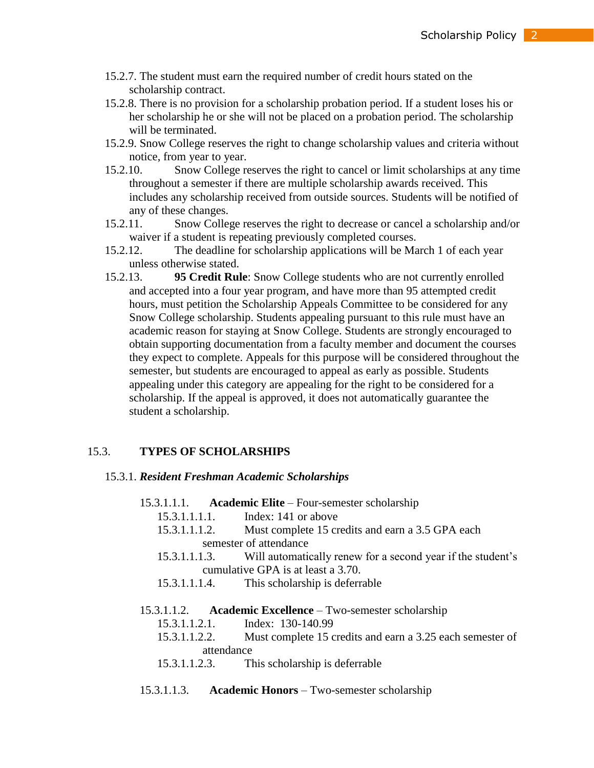15.2.7. The student must earn the required number of credit hours stated on the scholarship contract.

15.2.8. There is no provision for a scholarship probation period. If a student loses his or her scholarship he or she will not be placed on a probation period. The scholarship will be terminated.

15.2.9. Snow College reserves the right to change scholarship values and criteria without notice, from year to year.

15.2.10. Snow College reserves the right to cancel or limit scholarships at any time throughout a semester if there are multiple scholarship awards received. This includes any scholarship received from outside sources. Students will be notified of any of these changes.

15.2.11. Snow College reserves the right to decrease or cancel a scholarship and/or waiver if a student is repeating previously completed courses.

15.2.12. The deadline for scholarship applications will be March 1 of each year unless otherwise stated.

15.2.13. **95 Credit Rule**: Snow College students who are not currently enrolled and accepted into a four year program, and have more than 95 attempted credit hours, must petition the Scholarship Appeals Committee to be considered for any Snow College scholarship. Students appealing pursuant to this rule must have an academic reason for staying at Snow College. Students are strongly encouraged to obtain supporting documentation from a faculty member and document the courses they expect to complete. Appeals for this purpose will be considered throughout the semester, but students are encouraged to appeal as early as possible. Students appealing under this category are appealing for the right to be considered for a scholarship. If the appeal is approved, it does not automatically guarantee the student a scholarship.

## 15.3. TYPES OF SCHOLARSHIPS

### 15.3.1. *Resident Freshman Academic Scholarships*

15.3.1.1.1. **Academic Elite** – Four-semester scholarship

- 15.3.1.1.1.1. Index: 141 or above
- 15.3.1.1.1.2. Must complete 15 credits and earn a 3.5 GPA each semester of attendance
- 15.3.1.1.1.3. Will automatically renew for a second year if the student's cumulative GPA is at least a 3.70.
- 15.3.1.1.1.4. This scholarship is deferrable

15.3.1.1.2. **Academic Excellence** – Two-semester scholarship

- 15.3.1.1.2.1. Index: 130-140.99
- 15.3.1.1.2.2. Must complete 15 credits and earn a 3.25 each semester of attendance
- 15.3.1.1.2.3. This scholarship is deferrable

15.3.1.1.3. **Academic Honors** – Two-semester scholarship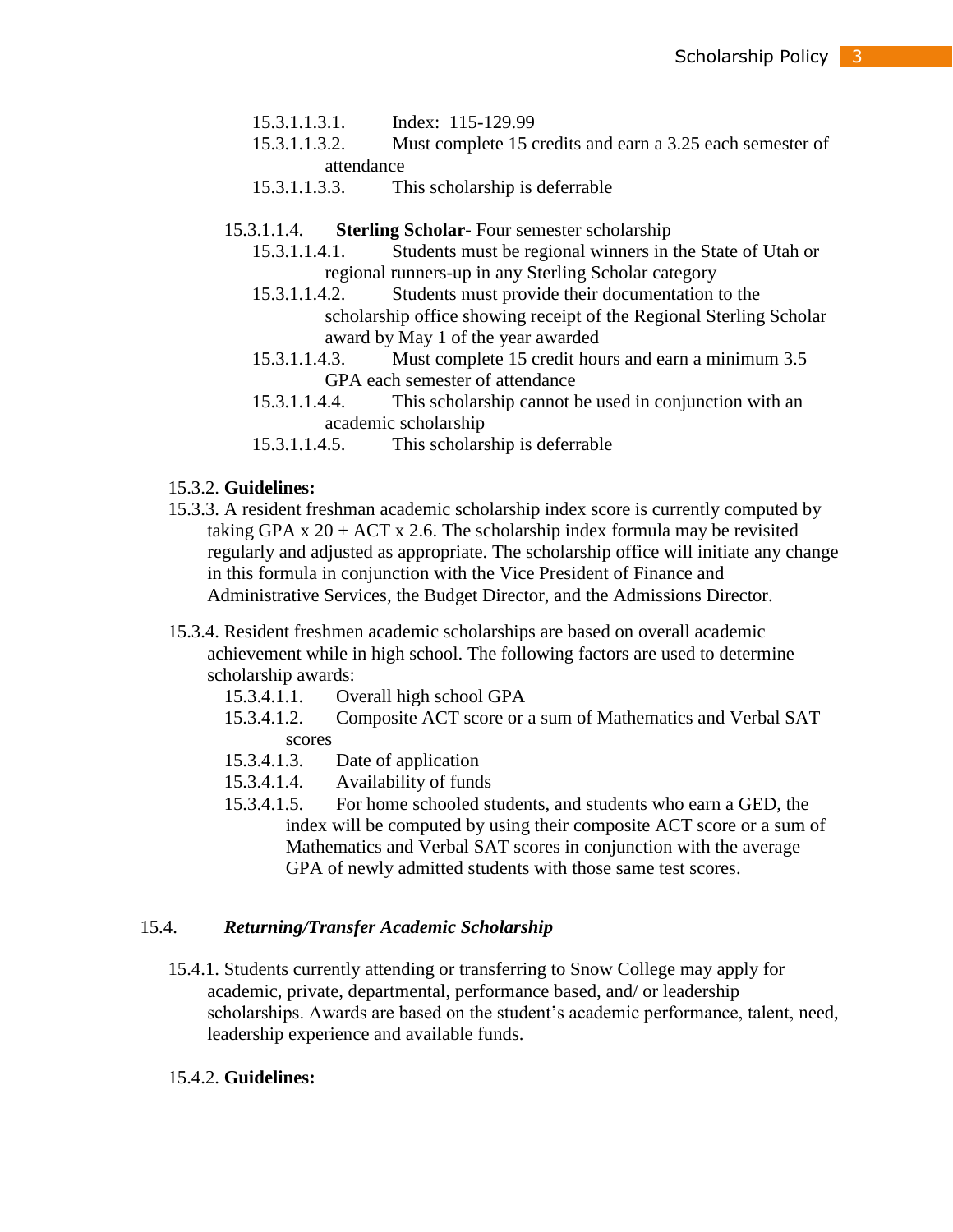15.3.1.1.3.1. Index: 115-129.99

15.3.1.1.3.2. Must complete 15 credits and earn a 3.25 each semester of attendance

15.3.1.1.3.3. This scholarship is deferrable

15.3.1.1.4. **Sterling Scholar-** Four semester scholarship

15.3.1.1.4.1. Students must be regional winners in the State of Utah or regional runners-up in any Sterling Scholar category

15.3.1.1.4.2. Students must provide their documentation to the scholarship office showing receipt of the Regional Sterling Scholar award by May 1 of the year awarded

15.3.1.1.4.3. Must complete 15 credit hours and earn a minimum 3.5 GPA each semester of attendance

15.3.1.1.4.4. This scholarship cannot be used in conjunction with an academic scholarship

15.3.1.1.4.5. This scholarship is deferrable

15.3.2. **Guidelines:**

15.3.3. A resident freshman academic scholarship index score is currently computed by taking GPA x 20 + ACT x 2.6. The scholarship index formula may be revisited regularly and adjusted as appropriate. The scholarship office will initiate any change in this formula in conjunction with the Vice President of Finance and Administrative Services, the Budget Director, and the Admissions Director.

15.3.4. Resident freshmen academic scholarships are based on overall academic achievement while in high school. The following factors are used to determine scholarship awards:

15.3.4.1.1. Overall high school GPA

15.3.4.1.2. Composite ACT score or a sum of Mathematics and Verbal SAT scores

15.3.4.1.3. Date of application

15.3.4.1.4. Availability of funds

15.3.4.1.5. For home schooled students, and students who earn a GED, the index will be computed by using their composite ACT score or a sum of Mathematics and Verbal SAT scores in conjunction with the average GPA of newly admitted students with those same test scores.

## 15.4. *Returning/Transfer Academic Scholarship*

15.4.1. Students currently attending or transferring to Snow College may apply for academic, private, departmental, performance based, and/ or leadership scholarships. Awards are based on the student's academic performance, talent, need, leadership experience and available funds.

15.4.2. **Guidelines:**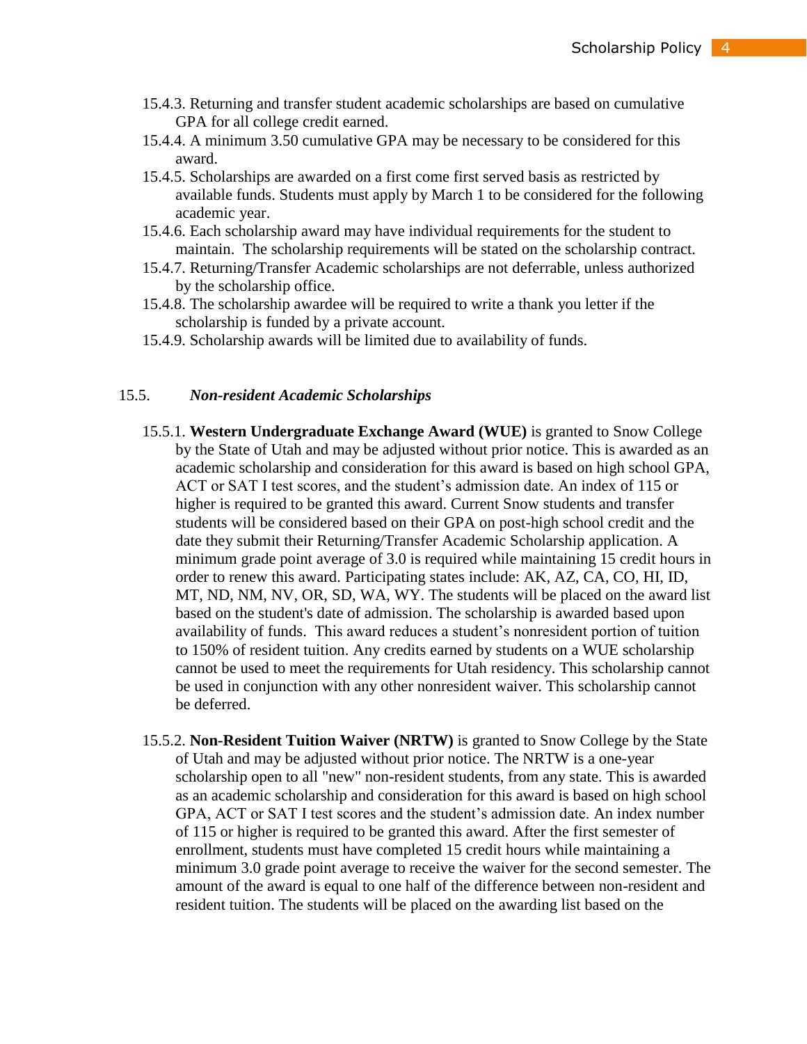15.4.3. Returning and transfer student academic scholarships are based on cumulative GPA for all college credit earned.

15.4.4. A minimum 3.50 cumulative GPA may be necessary to be considered for this award.

15.4.5. Scholarships are awarded on a first come first served basis as restricted by available funds. Students must apply by March 1 to be considered for the following academic year.

15.4.6. Each scholarship award may have individual requirements for the student to maintain. The scholarship requirements will be stated on the scholarship contract.

15.4.7. Returning/Transfer Academic scholarships are not deferrable, unless authorized by the scholarship office.

15.4.8. The scholarship awardee will be required to write a thank you letter if the scholarship is funded by a private account.

15.4.9. Scholarship awards will be limited due to availability of funds.

## 15.5. *Non-resident Academic Scholarships*

15.5.1. **Western Undergraduate Exchange Award (WUE)** is granted to Snow College by the State of Utah and may be adjusted without prior notice. This is awarded as an academic scholarship and consideration for this award is based on high school GPA, ACT or SAT I test scores, and the student's admission date. An index of 115 or higher is required to be granted this award. Current Snow students and transfer students will be considered based on their GPA on post-high school credit and the date they submit their Returning/Transfer Academic Scholarship application. A minimum grade point average of 3.0 is required while maintaining 15 credit hours in order to renew this award. Participating states include: AK, AZ, CA, CO, HI, ID, MT, ND, NM, NV, OR, SD, WA, WY. The students will be placed on the award list based on the student's date of admission. The scholarship is awarded based upon availability of funds. This award reduces a student's nonresident portion of tuition to 150% of resident tuition. Any credits earned by students on a WUE scholarship cannot be used to meet the requirements for Utah residency. This scholarship cannot be used in conjunction with any other nonresident waiver. This scholarship cannot be deferred.

15.5.2. **Non-Resident Tuition Waiver (NRTW)** is granted to Snow College by the State of Utah and may be adjusted without prior notice. The NRTW is a one-year scholarship open to all "new" non-resident students, from any state. This is awarded as an academic scholarship and consideration for this award is based on high school GPA, ACT or SAT I test scores and the student's admission date. An index number of 115 or higher is required to be granted this award. After the first semester of enrollment, students must have completed 15 credit hours while maintaining a minimum 3.0 grade point average to receive the waiver for the second semester. The amount of the award is equal to one half of the difference between non-resident and resident tuition. The students will be placed on the awarding list based on the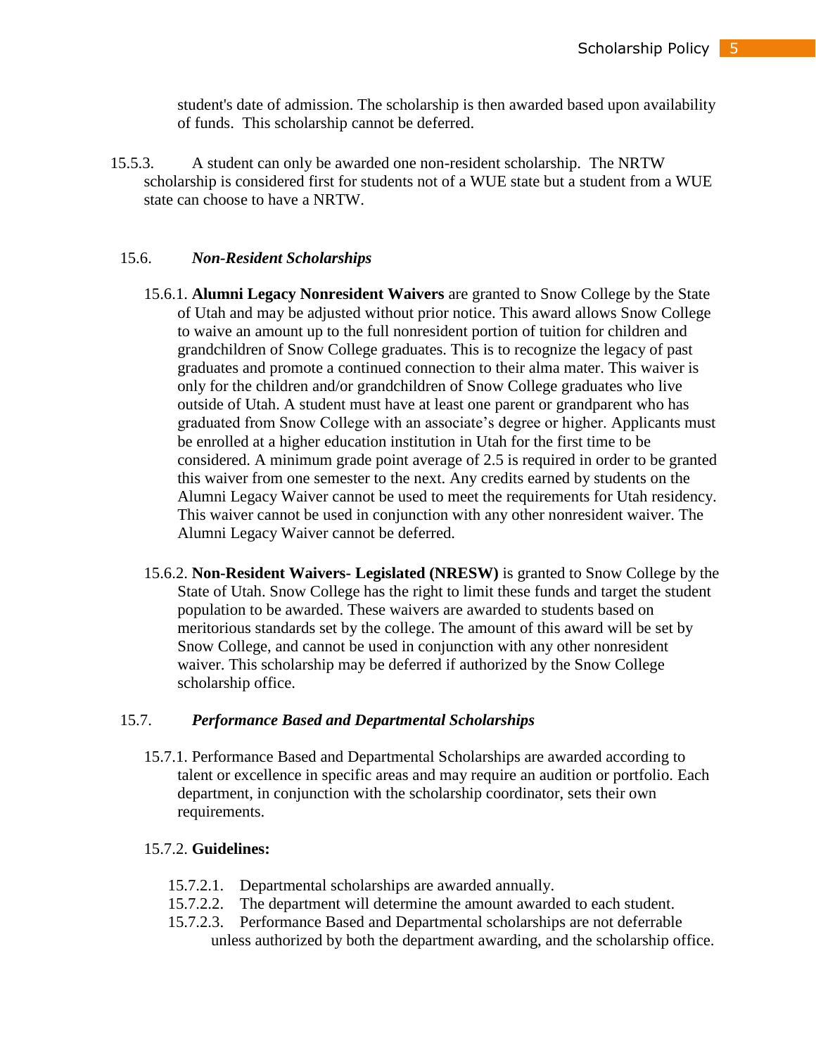student's date of admission. The scholarship is then awarded based upon availability of funds. This scholarship cannot be deferred.

15.5.3. A student can only be awarded one non-resident scholarship. The NRTW scholarship is considered first for students not of a WUE state but a student from a WUE state can choose to have a NRTW.

### 15.6. *Non-Resident Scholarships*

15.6.1. **Alumni Legacy Nonresident Waivers** are granted to Snow College by the State of Utah and may be adjusted without prior notice. This award allows Snow College to waive an amount up to the full nonresident portion of tuition for children and grandchildren of Snow College graduates. This is to recognize the legacy of past graduates and promote a continued connection to their alma mater. This waiver is only for the children and/or grandchildren of Snow College graduates who live outside of Utah. A student must have at least one parent or grandparent who has graduated from Snow College with an associate's degree or higher. Applicants must be enrolled at a higher education institution in Utah for the first time to be considered. A minimum grade point average of 2.5 is required in order to be granted this waiver from one semester to the next. Any credits earned by students on the Alumni Legacy Waiver cannot be used to meet the requirements for Utah residency. This waiver cannot be used in conjunction with any other nonresident waiver. The Alumni Legacy Waiver cannot be deferred.

15.6.2. **Non-Resident Waivers- Legislated (NRESW)** is granted to Snow College by the State of Utah. Snow College has the right to limit these funds and target the student population to be awarded. These waivers are awarded to students based on meritorious standards set by the college. The amount of this award will be set by Snow College, and cannot be used in conjunction with any other nonresident waiver. This scholarship may be deferred if authorized by the Snow College scholarship office.

### 15.7. *Performance Based and Departmental Scholarships*

15.7.1. Performance Based and Departmental Scholarships are awarded according to talent or excellence in specific areas and may require an audition or portfolio. Each department, in conjunction with the scholarship coordinator, sets their own requirements.

15.7.2. **Guidelines:**

15.7.2.1. Departmental scholarships are awarded annually.

15.7.2.2. The department will determine the amount awarded to each student.

15.7.2.3. Performance Based and Departmental scholarships are not deferrable unless authorized by both the department awarding, and the scholarship office.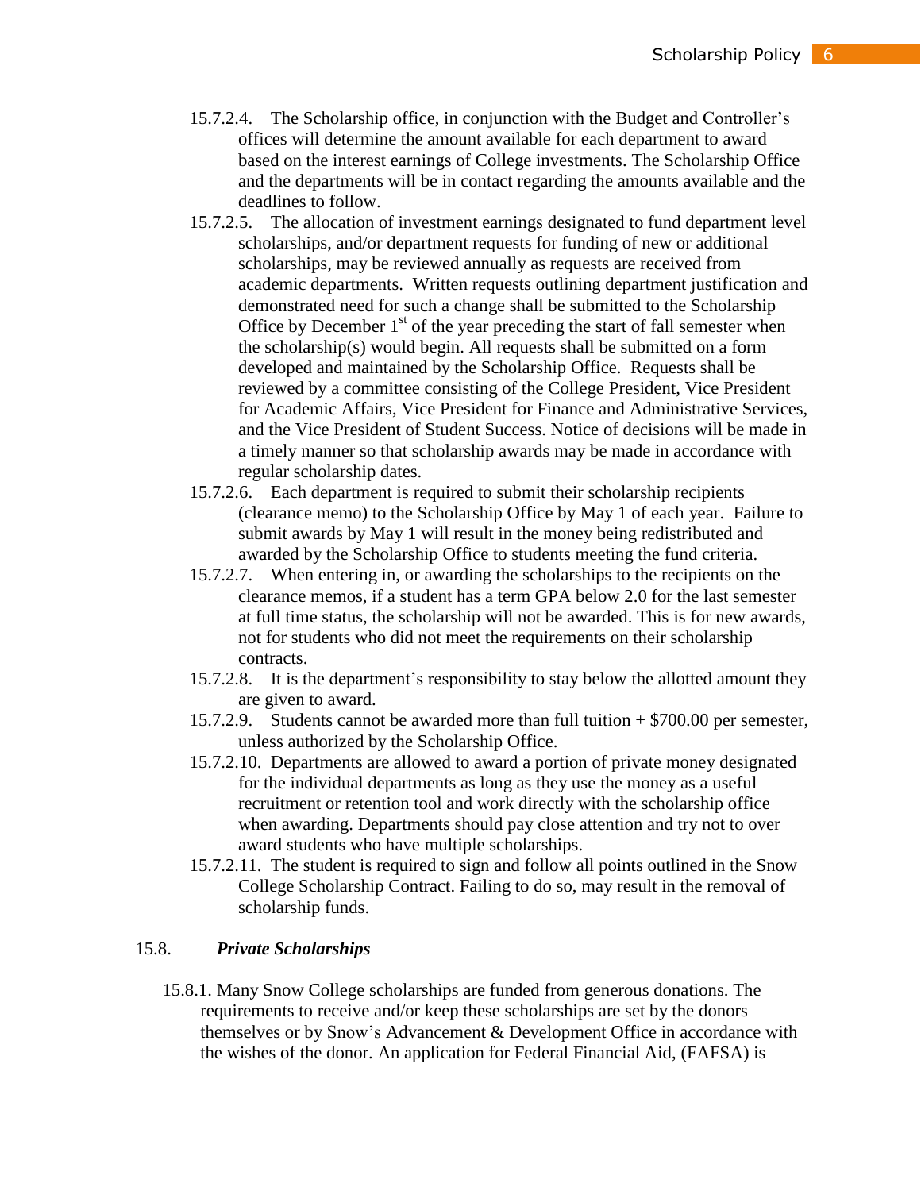15.7.2.4. The Scholarship office, in conjunction with the Budget and Controller's offices will determine the amount available for each department to award based on the interest earnings of College investments. The Scholarship Office and the departments will be in contact regarding the amounts available and the deadlines to follow.

15.7.2.5. The allocation of investment earnings designated to fund department level scholarships, and/or department requests for funding of new or additional scholarships, may be reviewed annually as requests are received from academic departments. Written requests outlining department justification and demonstrated need for such a change shall be submitted to the Scholarship Office by December 1st of the year preceding the start of fall semester when the scholarship(s) would begin. All requests shall be submitted on a form developed and maintained by the Scholarship Office. Requests shall be reviewed by a committee consisting of the College President, Vice President for Academic Affairs, Vice President for Finance and Administrative Services, and the Vice President of Student Success. Notice of decisions will be made in a timely manner so that scholarship awards may be made in accordance with regular scholarship dates.

15.7.2.6. Each department is required to submit their scholarship recipients (clearance memo) to the Scholarship Office by May 1 of each year. Failure to submit awards by May 1 will result in the money being redistributed and awarded by the Scholarship Office to students meeting the fund criteria.

15.7.2.7. When entering in, or awarding the scholarships to the recipients on the clearance memos, if a student has a term GPA below 2.0 for the last semester at full time status, the scholarship will not be awarded. This is for new awards, not for students who did not meet the requirements on their scholarship contracts.

15.7.2.8. It is the department's responsibility to stay below the allotted amount they are given to award.

15.7.2.9. Students cannot be awarded more than full tuition + $700.00 per semester, unless authorized by the Scholarship Office.

15.7.2.10. Departments are allowed to award a portion of private money designated for the individual departments as long as they use the money as a useful recruitment or retention tool and work directly with the scholarship office when awarding. Departments should pay close attention and try not to over award students who have multiple scholarships.

15.7.2.11. The student is required to sign and follow all points outlined in the Snow College Scholarship Contract. Failing to do so, may result in the removal of scholarship funds.

### 15.8. *Private Scholarships*

15.8.1. Many Snow College scholarships are funded from generous donations. The requirements to receive and/or keep these scholarships are set by the donors themselves or by Snow's Advancement & Development Office in accordance with the wishes of the donor. An application for Federal Financial Aid, (FAFSA) is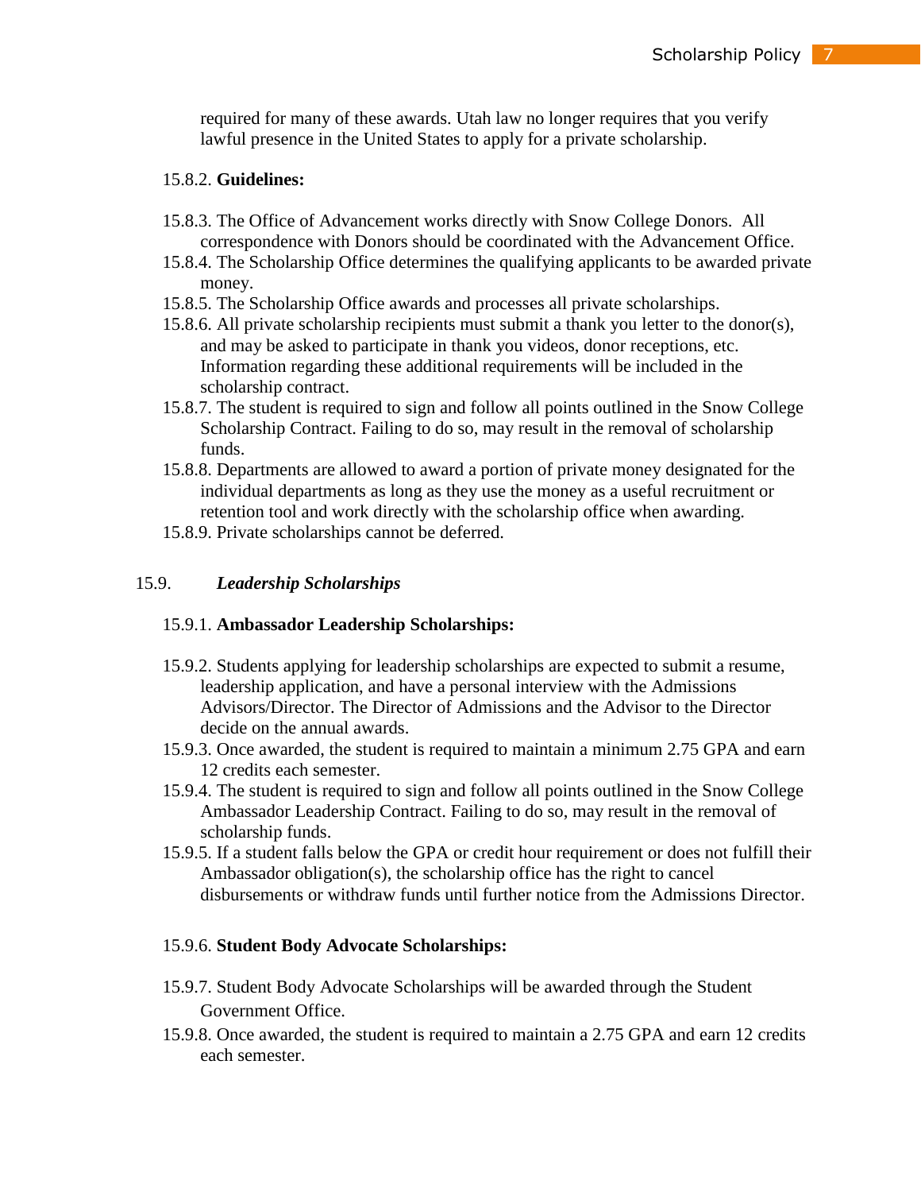required for many of these awards. Utah law no longer requires that you verify lawful presence in the United States to apply for a private scholarship.

15.8.2. **Guidelines:**

15.8.3. The Office of Advancement works directly with Snow College Donors. All correspondence with Donors should be coordinated with the Advancement Office.

15.8.4. The Scholarship Office determines the qualifying applicants to be awarded private money.

15.8.5. The Scholarship Office awards and processes all private scholarships.

15.8.6. All private scholarship recipients must submit a thank you letter to the donor(s), and may be asked to participate in thank you videos, donor receptions, etc. Information regarding these additional requirements will be included in the scholarship contract.

15.8.7. The student is required to sign and follow all points outlined in the Snow College Scholarship Contract. Failing to do so, may result in the removal of scholarship funds.

15.8.8. Departments are allowed to award a portion of private money designated for the individual departments as long as they use the money as a useful recruitment or retention tool and work directly with the scholarship office when awarding.

15.8.9. Private scholarships cannot be deferred.

## 15.9. *Leadership Scholarships*

15.9.1. **Ambassador Leadership Scholarships:**

15.9.2. Students applying for leadership scholarships are expected to submit a resume, leadership application, and have a personal interview with the Admissions Advisors/Director. The Director of Admissions and the Advisor to the Director decide on the annual awards.

15.9.3. Once awarded, the student is required to maintain a minimum 2.75 GPA and earn 12 credits each semester.

15.9.4. The student is required to sign and follow all points outlined in the Snow College Ambassador Leadership Contract. Failing to do so, may result in the removal of scholarship funds.

15.9.5. If a student falls below the GPA or credit hour requirement or does not fulfill their Ambassador obligation(s), the scholarship office has the right to cancel disbursements or withdraw funds until further notice from the Admissions Director.

15.9.6. **Student Body Advocate Scholarships:**

15.9.7. Student Body Advocate Scholarships will be awarded through the Student Government Office.

15.9.8. Once awarded, the student is required to maintain a 2.75 GPA and earn 12 credits each semester.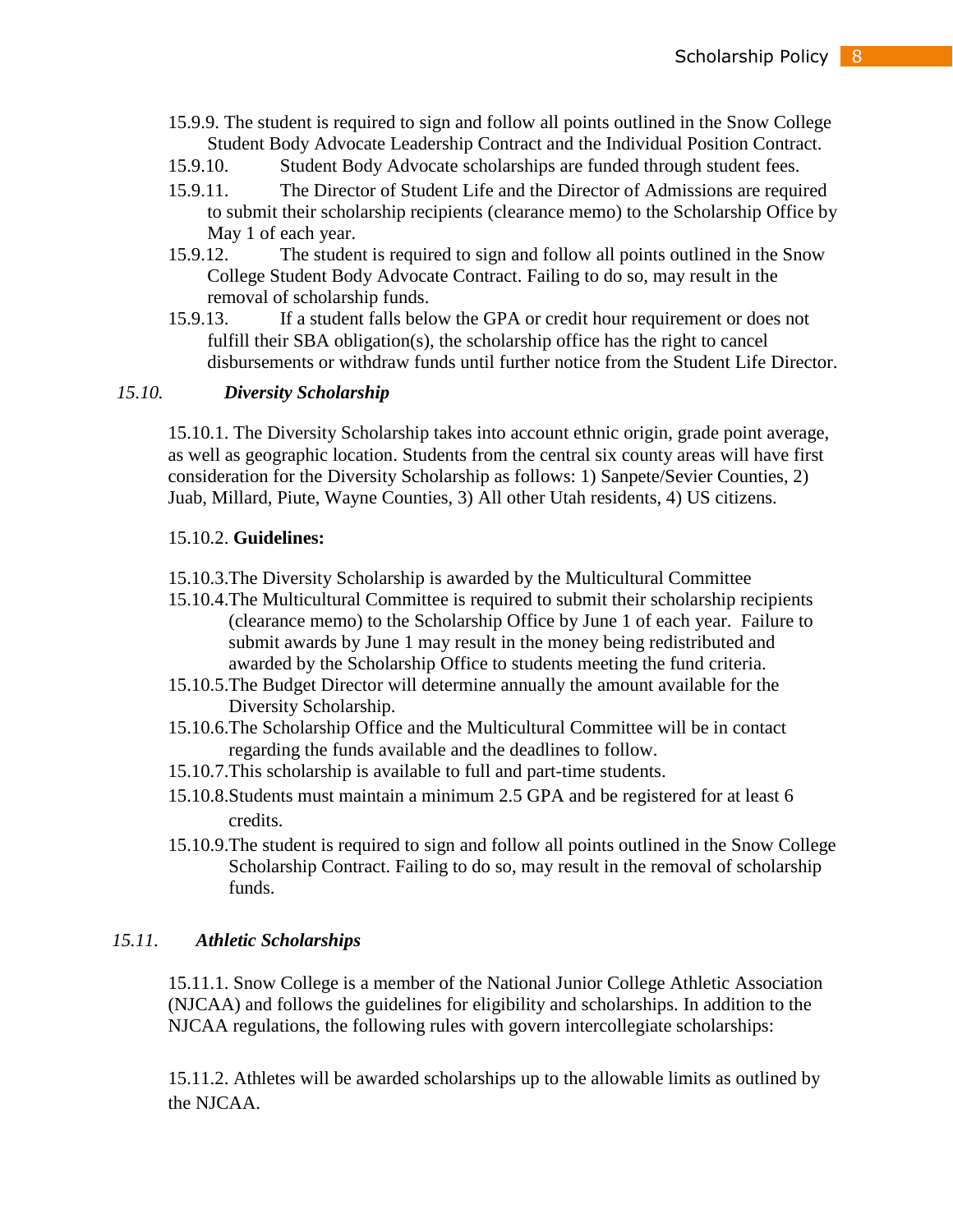15.9.9. The student is required to sign and follow all points outlined in the Snow College Student Body Advocate Leadership Contract and the Individual Position Contract.

15.9.10. Student Body Advocate scholarships are funded through student fees.

15.9.11. The Director of Student Life and the Director of Admissions are required to submit their scholarship recipients (clearance memo) to the Scholarship Office by May 1 of each year.

15.9.12. The student is required to sign and follow all points outlined in the Snow College Student Body Advocate Contract. Failing to do so, may result in the removal of scholarship funds.

15.9.13. If a student falls below the GPA or credit hour requirement or does not fulfill their SBA obligation(s), the scholarship office has the right to cancel disbursements or withdraw funds until further notice from the Student Life Director.

### *15.10. **Diversity Scholarship***

15.10.1. The Diversity Scholarship takes into account ethnic origin, grade point average, as well as geographic location. Students from the central six county areas will have first consideration for the Diversity Scholarship as follows: 1) Sanpete/Sevier Counties, 2) Juab, Millard, Piute, Wayne Counties, 3) All other Utah residents, 4) US citizens.

15.10.2. **Guidelines:**

15.10.3. The Diversity Scholarship is awarded by the Multicultural Committee

15.10.4. The Multicultural Committee is required to submit their scholarship recipients (clearance memo) to the Scholarship Office by June 1 of each year. Failure to submit awards by June 1 may result in the money being redistributed and awarded by the Scholarship Office to students meeting the fund criteria.

15.10.5. The Budget Director will determine annually the amount available for the Diversity Scholarship.

15.10.6. The Scholarship Office and the Multicultural Committee will be in contact regarding the funds available and the deadlines to follow.

15.10.7. This scholarship is available to full and part-time students.

15.10.8. Students must maintain a minimum 2.5 GPA and be registered for at least 6 credits.

15.10.9. The student is required to sign and follow all points outlined in the Snow College Scholarship Contract. Failing to do so, may result in the removal of scholarship funds.

### *15.11. **Athletic Scholarships***

15.11.1. Snow College is a member of the National Junior College Athletic Association (NJCAA) and follows the guidelines for eligibility and scholarships. In addition to the NJCAA regulations, the following rules with govern intercollegiate scholarships:

15.11.2. Athletes will be awarded scholarships up to the allowable limits as outlined by the NJCAA.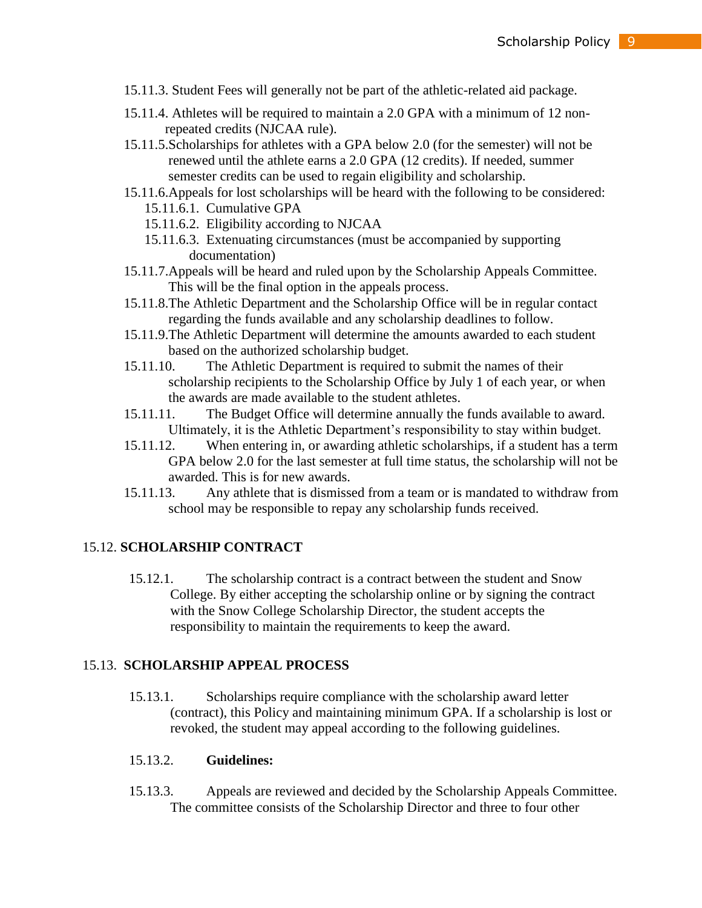15.11.3. Student Fees will generally not be part of the athletic-related aid package.

15.11.4. Athletes will be required to maintain a 2.0 GPA with a minimum of 12 non-repeated credits (NJCAA rule).

15.11.5. Scholarships for athletes with a GPA below 2.0 (for the semester) will not be renewed until the athlete earns a 2.0 GPA (12 credits). If needed, summer semester credits can be used to regain eligibility and scholarship.

15.11.6. Appeals for lost scholarships will be heard with the following to be considered:

- 15.11.6.1. Cumulative GPA
- 15.11.6.2. Eligibility according to NJCAA
- 15.11.6.3. Extenuating circumstances (must be accompanied by supporting documentation)

15.11.7. Appeals will be heard and ruled upon by the Scholarship Appeals Committee. This will be the final option in the appeals process.

15.11.8. The Athletic Department and the Scholarship Office will be in regular contact regarding the funds available and any scholarship deadlines to follow.

15.11.9. The Athletic Department will determine the amounts awarded to each student based on the authorized scholarship budget.

15.11.10. The Athletic Department is required to submit the names of their scholarship recipients to the Scholarship Office by July 1 of each year, or when the awards are made available to the student athletes.

15.11.11. The Budget Office will determine annually the funds available to award. Ultimately, it is the Athletic Department's responsibility to stay within budget.

15.11.12. When entering in, or awarding athletic scholarships, if a student has a term GPA below 2.0 for the last semester at full time status, the scholarship will not be awarded. This is for new awards.

15.11.13. Any athlete that is dismissed from a team or is mandated to withdraw from school may be responsible to repay any scholarship funds received.

## 15.12. SCHOLARSHIP CONTRACT

15.12.1. The scholarship contract is a contract between the student and Snow College. By either accepting the scholarship online or by signing the contract with the Snow College Scholarship Director, the student accepts the responsibility to maintain the requirements to keep the award.

## 15.13. SCHOLARSHIP APPEAL PROCESS

15.13.1. Scholarships require compliance with the scholarship award letter (contract), this Policy and maintaining minimum GPA. If a scholarship is lost or revoked, the student may appeal according to the following guidelines.

15.13.2. **Guidelines:**

15.13.3. Appeals are reviewed and decided by the Scholarship Appeals Committee. The committee consists of the Scholarship Director and three to four other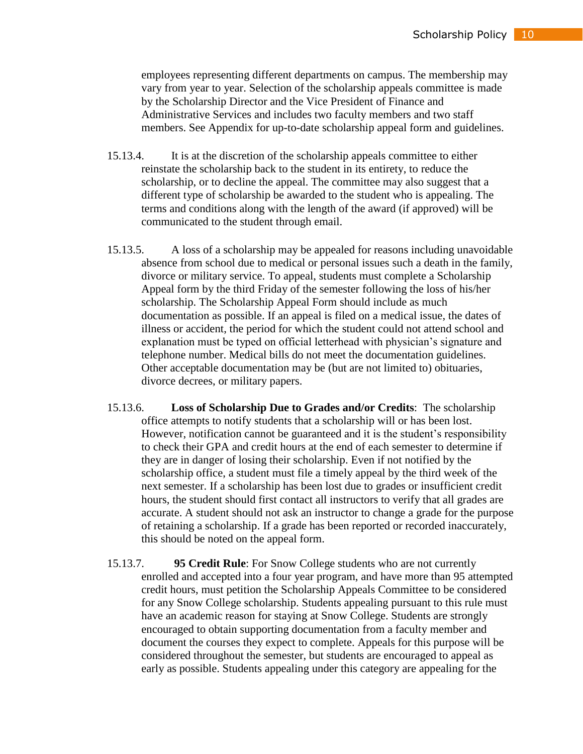employees representing different departments on campus. The membership may vary from year to year. Selection of the scholarship appeals committee is made by the Scholarship Director and the Vice President of Finance and Administrative Services and includes two faculty members and two staff members. See Appendix for up-to-date scholarship appeal form and guidelines.

15.13.4. It is at the discretion of the scholarship appeals committee to either reinstate the scholarship back to the student in its entirety, to reduce the scholarship, or to decline the appeal. The committee may also suggest that a different type of scholarship be awarded to the student who is appealing. The terms and conditions along with the length of the award (if approved) will be communicated to the student through email.

15.13.5. A loss of a scholarship may be appealed for reasons including unavoidable absence from school due to medical or personal issues such a death in the family, divorce or military service. To appeal, students must complete a Scholarship Appeal form by the third Friday of the semester following the loss of his/her scholarship. The Scholarship Appeal Form should include as much documentation as possible. If an appeal is filed on a medical issue, the dates of illness or accident, the period for which the student could not attend school and explanation must be typed on official letterhead with physician's signature and telephone number. Medical bills do not meet the documentation guidelines. Other acceptable documentation may be (but are not limited to) obituaries, divorce decrees, or military papers.

15.13.6. **Loss of Scholarship Due to Grades and/or Credits**: The scholarship office attempts to notify students that a scholarship will or has been lost. However, notification cannot be guaranteed and it is the student's responsibility to check their GPA and credit hours at the end of each semester to determine if they are in danger of losing their scholarship. Even if not notified by the scholarship office, a student must file a timely appeal by the third week of the next semester. If a scholarship has been lost due to grades or insufficient credit hours, the student should first contact all instructors to verify that all grades are accurate. A student should not ask an instructor to change a grade for the purpose of retaining a scholarship. If a grade has been reported or recorded inaccurately, this should be noted on the appeal form.

15.13.7. **95 Credit Rule**: For Snow College students who are not currently enrolled and accepted into a four year program, and have more than 95 attempted credit hours, must petition the Scholarship Appeals Committee to be considered for any Snow College scholarship. Students appealing pursuant to this rule must have an academic reason for staying at Snow College. Students are strongly encouraged to obtain supporting documentation from a faculty member and document the courses they expect to complete. Appeals for this purpose will be considered throughout the semester, but students are encouraged to appeal as early as possible. Students appealing under this category are appealing for the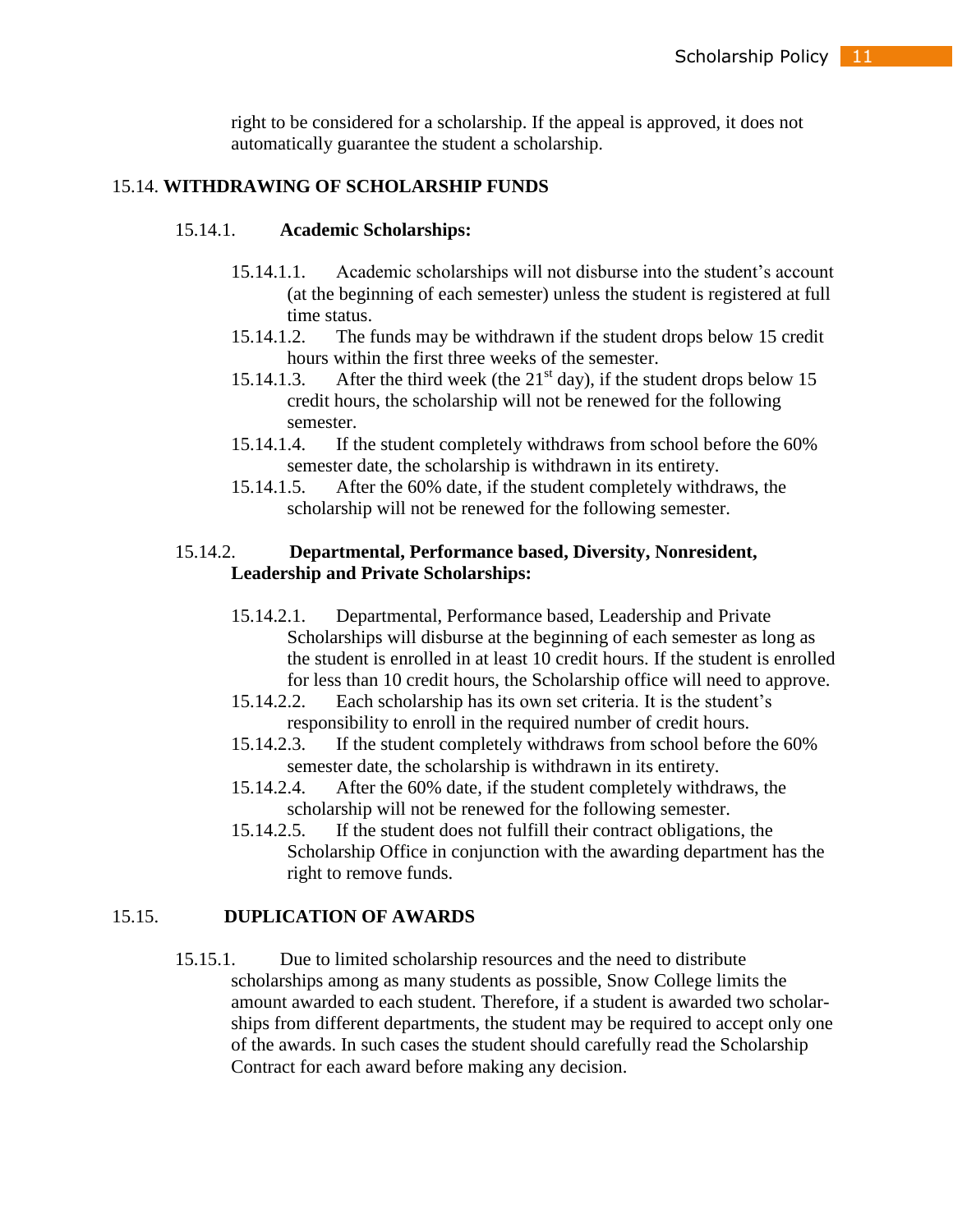right to be considered for a scholarship. If the appeal is approved, it does not automatically guarantee the student a scholarship.

## 15.14. WITHDRAWING OF SCHOLARSHIP FUNDS

### 15.14.1. Academic Scholarships:

15.14.1.1. Academic scholarships will not disburse into the student's account (at the beginning of each semester) unless the student is registered at full time status.

15.14.1.2. The funds may be withdrawn if the student drops below 15 credit hours within the first three weeks of the semester.

15.14.1.3. After the third week (the 21st day), if the student drops below 15 credit hours, the scholarship will not be renewed for the following semester.

15.14.1.4. If the student completely withdraws from school before the 60% semester date, the scholarship is withdrawn in its entirety.

15.14.1.5. After the 60% date, if the student completely withdraws, the scholarship will not be renewed for the following semester.

### 15.14.2. Departmental, Performance based, Diversity, Nonresident, Leadership and Private Scholarships:

15.14.2.1. Departmental, Performance based, Leadership and Private Scholarships will disburse at the beginning of each semester as long as the student is enrolled in at least 10 credit hours. If the student is enrolled for less than 10 credit hours, the Scholarship office will need to approve.

15.14.2.2. Each scholarship has its own set criteria. It is the student's responsibility to enroll in the required number of credit hours.

15.14.2.3. If the student completely withdraws from school before the 60% semester date, the scholarship is withdrawn in its entirety.

15.14.2.4. After the 60% date, if the student completely withdraws, the scholarship will not be renewed for the following semester.

15.14.2.5. If the student does not fulfill their contract obligations, the Scholarship Office in conjunction with the awarding department has the right to remove funds.

## 15.15. DUPLICATION OF AWARDS

15.15.1. Due to limited scholarship resources and the need to distribute scholarships among as many students as possible, Snow College limits the amount awarded to each student. Therefore, if a student is awarded two scholarships from different departments, the student may be required to accept only one of the awards. In such cases the student should carefully read the Scholarship Contract for each award before making any decision.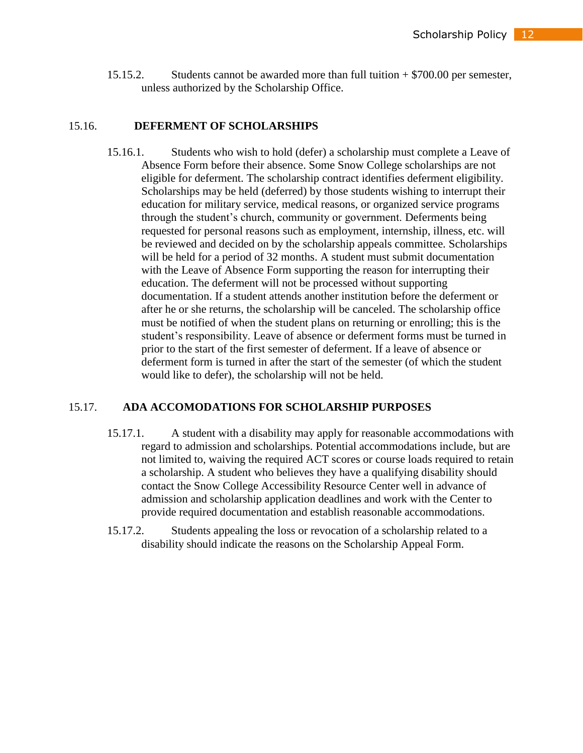15.15.2. Students cannot be awarded more than full tuition + $700.00 per semester, unless authorized by the Scholarship Office.

## 15.16. DEFERMENT OF SCHOLARSHIPS

15.16.1. Students who wish to hold (defer) a scholarship must complete a Leave of Absence Form before their absence. Some Snow College scholarships are not eligible for deferment. The scholarship contract identifies deferment eligibility. Scholarships may be held (deferred) by those students wishing to interrupt their education for military service, medical reasons, or organized service programs through the student's church, community or government. Deferments being requested for personal reasons such as employment, internship, illness, etc. will be reviewed and decided on by the scholarship appeals committee. Scholarships will be held for a period of 32 months. A student must submit documentation with the Leave of Absence Form supporting the reason for interrupting their education. The deferment will not be processed without supporting documentation. If a student attends another institution before the deferment or after he or she returns, the scholarship will be canceled. The scholarship office must be notified of when the student plans on returning or enrolling; this is the student's responsibility. Leave of absence or deferment forms must be turned in prior to the start of the first semester of deferment. If a leave of absence or deferment form is turned in after the start of the semester (of which the student would like to defer), the scholarship will not be held.

## 15.17. ADA ACCOMODATIONS FOR SCHOLARSHIP PURPOSES

15.17.1. A student with a disability may apply for reasonable accommodations with regard to admission and scholarships. Potential accommodations include, but are not limited to, waiving the required ACT scores or course loads required to retain a scholarship. A student who believes they have a qualifying disability should contact the Snow College Accessibility Resource Center well in advance of admission and scholarship application deadlines and work with the Center to provide required documentation and establish reasonable accommodations.

15.17.2. Students appealing the loss or revocation of a scholarship related to a disability should indicate the reasons on the Scholarship Appeal Form.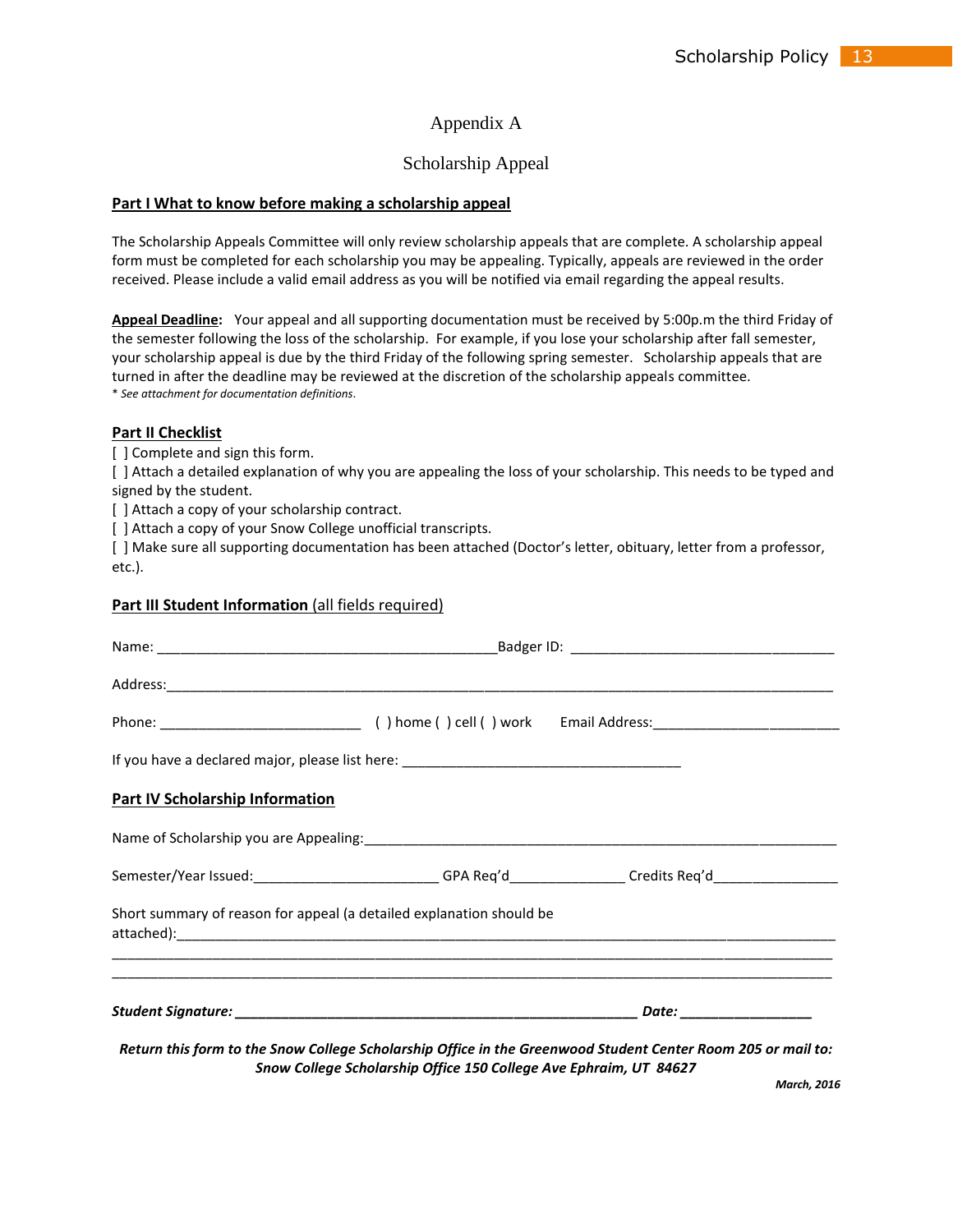# Appendix A

## Scholarship Appeal

**Part I What to know before making a scholarship appeal**

The Scholarship Appeals Committee will only review scholarship appeals that are complete. A scholarship appeal form must be completed for each scholarship you may be appealing. Typically, appeals are reviewed in the order received. Please include a valid email address as you will be notified via email regarding the appeal results.

**Appeal Deadline:** Your appeal and all supporting documentation must be received by 5:00p.m the third Friday of the semester following the loss of the scholarship. For example, if you lose your scholarship after fall semester, your scholarship appeal is due by the third Friday of the following spring semester. Scholarship appeals that are turned in after the deadline may be reviewed at the discretion of the scholarship appeals committee.

*\* See attachment for documentation definitions.*

**Part II Checklist**

[ ] Complete and sign this form.
[ ] Attach a detailed explanation of why you are appealing the loss of your scholarship. This needs to be typed and signed by the student.
[ ] Attach a copy of your scholarship contract.
[ ] Attach a copy of your Snow College unofficial transcripts.
[ ] Make sure all supporting documentation has been attached (Doctor's letter, obituary, letter from a professor, etc.).

**Part III Student Information** (all fields required)

Name: ____________________________________________Badger ID: __________________________________

Address:_____________________________________________________________________________________

Phone: __________________________ ( ) home ( ) cell ( ) work Email Address:________________________

If you have a declared major, please list here: ____________________________________

**Part IV Scholarship Information**

Name of Scholarship you are Appealing:_______________________________________________________________

Semester/Year Issued:________________________ GPA Req'd_______________ Credits Req'd________________

Short summary of reason for appeal (a detailed explanation should be attached):_____________________________________________________________________________________

_____________________________________________________________________________________________

_____________________________________________________________________________________________

***Student Signature:* _____________________________________________________ *Date:* _________________**

***Return this form to the Snow College Scholarship Office in the Greenwood Student Center Room 205 or mail to: Snow College Scholarship Office 150 College Ave Ephraim, UT 84627***

***March, 2016***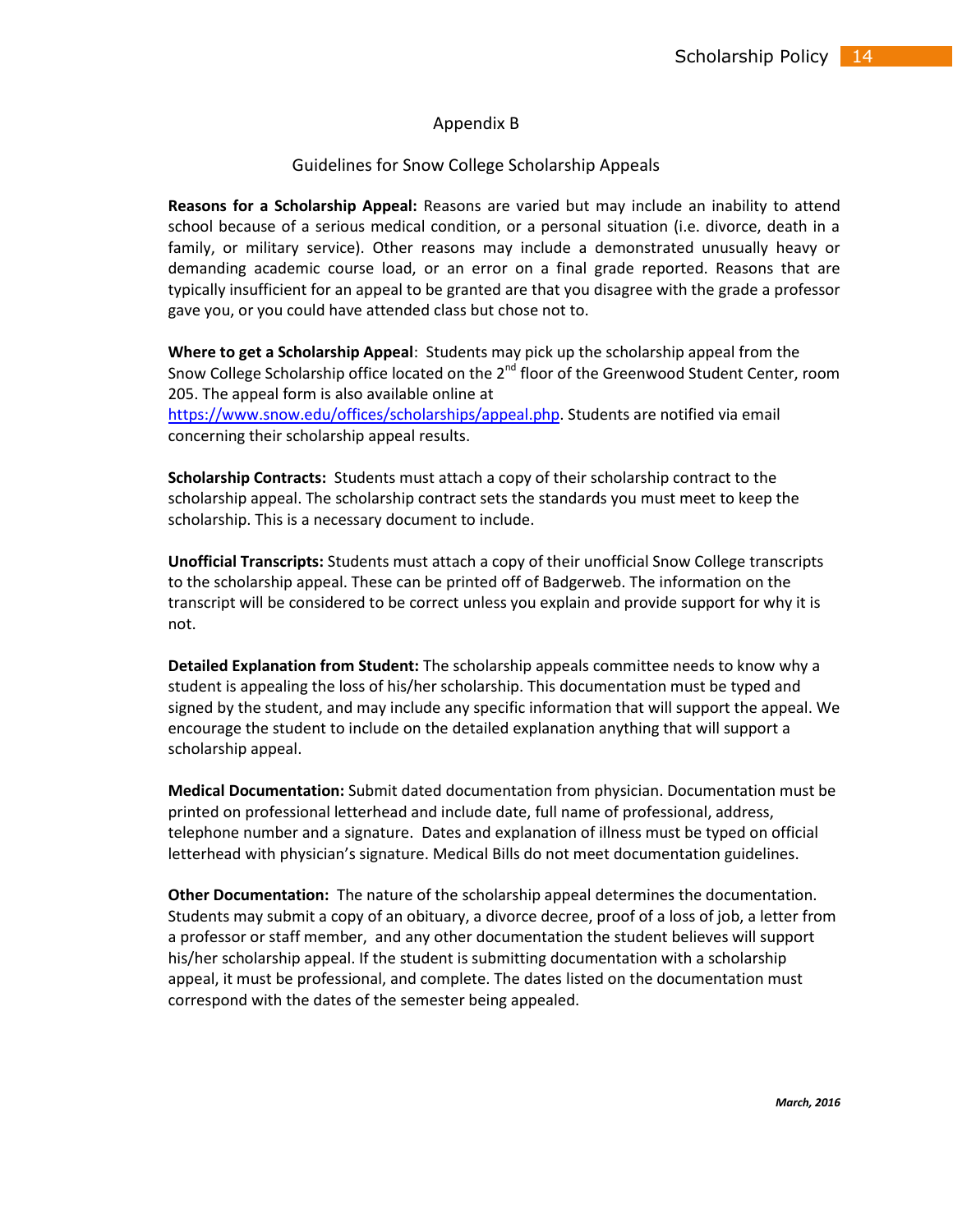# Appendix B

## Guidelines for Snow College Scholarship Appeals

**Reasons for a Scholarship Appeal:** Reasons are varied but may include an inability to attend school because of a serious medical condition, or a personal situation (i.e. divorce, death in a family, or military service). Other reasons may include a demonstrated unusually heavy or demanding academic course load, or an error on a final grade reported. Reasons that are typically insufficient for an appeal to be granted are that you disagree with the grade a professor gave you, or you could have attended class but chose not to.

**Where to get a Scholarship Appeal**: Students may pick up the scholarship appeal from the Snow College Scholarship office located on the 2nd floor of the Greenwood Student Center, room 205. The appeal form is also available online at https://www.snow.edu/offices/scholarships/appeal.php. Students are notified via email concerning their scholarship appeal results.

**Scholarship Contracts:** Students must attach a copy of their scholarship contract to the scholarship appeal. The scholarship contract sets the standards you must meet to keep the scholarship. This is a necessary document to include.

**Unofficial Transcripts:** Students must attach a copy of their unofficial Snow College transcripts to the scholarship appeal. These can be printed off of Badgerweb. The information on the transcript will be considered to be correct unless you explain and provide support for why it is not.

**Detailed Explanation from Student:** The scholarship appeals committee needs to know why a student is appealing the loss of his/her scholarship. This documentation must be typed and signed by the student, and may include any specific information that will support the appeal. We encourage the student to include on the detailed explanation anything that will support a scholarship appeal.

**Medical Documentation:** Submit dated documentation from physician. Documentation must be printed on professional letterhead and include date, full name of professional, address, telephone number and a signature. Dates and explanation of illness must be typed on official letterhead with physician's signature. Medical Bills do not meet documentation guidelines.

**Other Documentation:** The nature of the scholarship appeal determines the documentation. Students may submit a copy of an obituary, a divorce decree, proof of a loss of job, a letter from a professor or staff member, and any other documentation the student believes will support his/her scholarship appeal. If the student is submitting documentation with a scholarship appeal, it must be professional, and complete. The dates listed on the documentation must correspond with the dates of the semester being appealed.

*March, 2016*